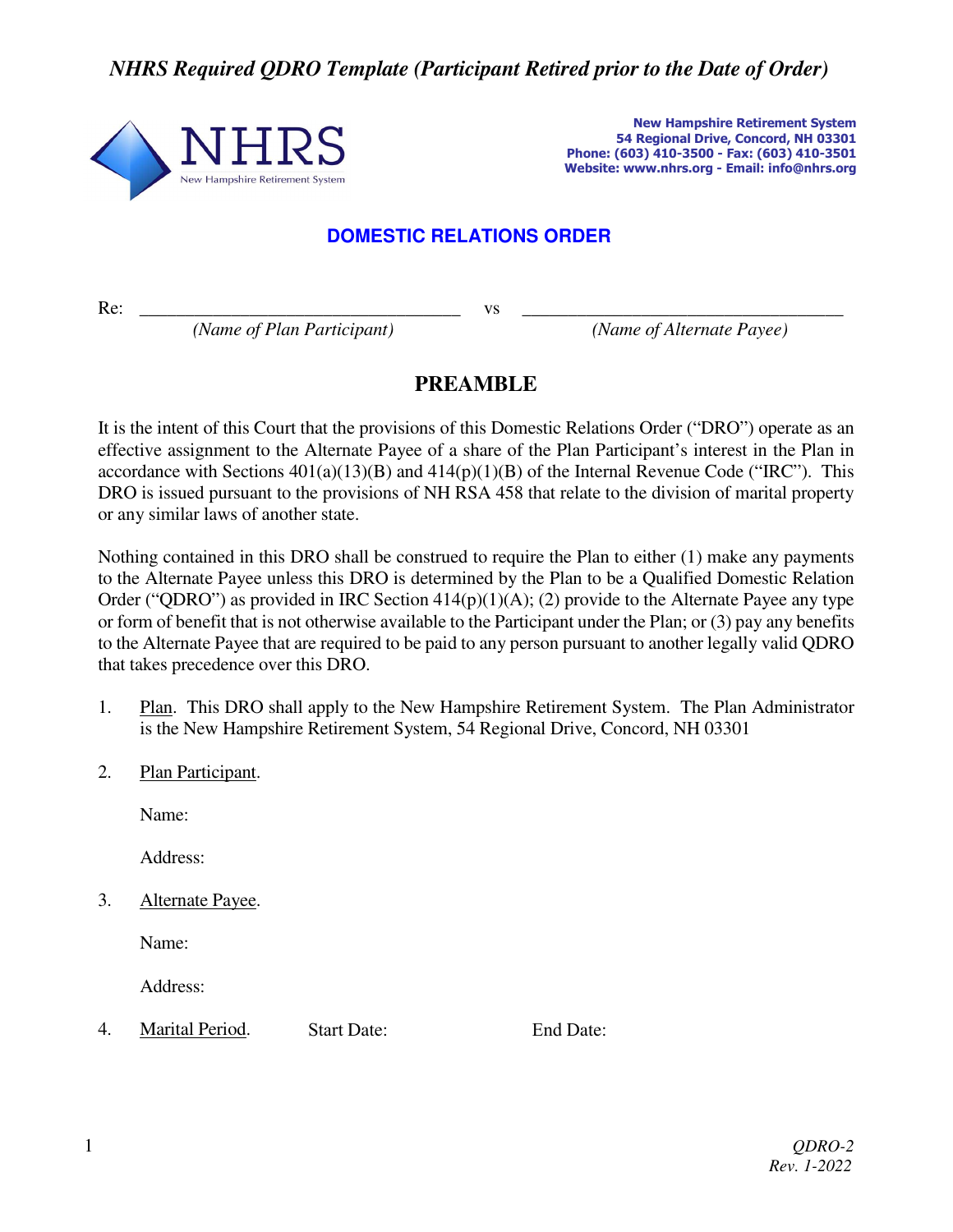*NHRS Required QDRO Template (Participant Retired prior to the Date of Order)*

**New Hampshire Retirement System**
**54 Regional Drive, Concord, NH 03301**
**Phone: (603) 410-3500 - Fax: (603) 410-3501**
**Website: www.nhrs.org - Email: info@nhrs.org**

## DOMESTIC RELATIONS ORDER

Re: ___________________________________ vs ___________________________________
*(Name of Plan Participant)* *(Name of Alternate Payee)*

## PREAMBLE

It is the intent of this Court that the provisions of this Domestic Relations Order ("DRO") operate as an effective assignment to the Alternate Payee of a share of the Plan Participant's interest in the Plan in accordance with Sections 401(a)(13)(B) and 414(p)(1)(B) of the Internal Revenue Code ("IRC"). This DRO is issued pursuant to the provisions of NH RSA 458 that relate to the division of marital property or any similar laws of another state.

Nothing contained in this DRO shall be construed to require the Plan to either (1) make any payments to the Alternate Payee unless this DRO is determined by the Plan to be a Qualified Domestic Relation Order ("QDRO") as provided in IRC Section 414(p)(1)(A); (2) provide to the Alternate Payee any type or form of benefit that is not otherwise available to the Participant under the Plan; or (3) pay any benefits to the Alternate Payee that are required to be paid to any person pursuant to another legally valid QDRO that takes precedence over this DRO.

1. Plan. This DRO shall apply to the New Hampshire Retirement System. The Plan Administrator is the New Hampshire Retirement System, 54 Regional Drive, Concord, NH 03301

2. Plan Participant.

   Name:

   Address:

3. Alternate Payee.

   Name:

   Address:

4. Marital Period. Start Date: End Date:

*QDRO-2*
*Rev. 1-2022*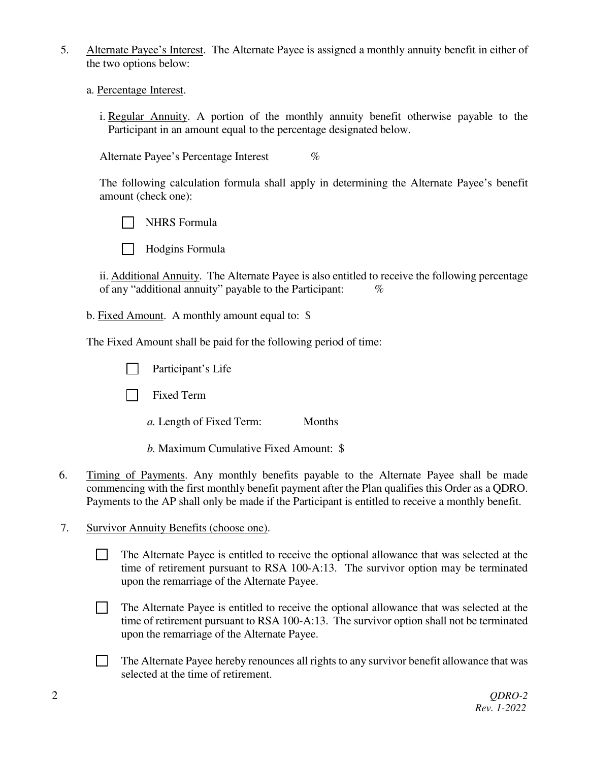5. Alternate Payee's Interest. The Alternate Payee is assigned a monthly annuity benefit in either of the two options below:

   a. Percentage Interest.

      i. Regular Annuity. A portion of the monthly annuity benefit otherwise payable to the Participant in an amount equal to the percentage designated below.

      Alternate Payee's Percentage Interest %

      The following calculation formula shall apply in determining the Alternate Payee's benefit amount (check one):

      ☐ NHRS Formula

      ☐ Hodgins Formula

      ii. Additional Annuity. The Alternate Payee is also entitled to receive the following percentage of any "additional annuity" payable to the Participant: %

   b. Fixed Amount. A monthly amount equal to: $

   The Fixed Amount shall be paid for the following period of time:

   ☐ Participant's Life

   ☐ Fixed Term

   *a.* Length of Fixed Term: Months

   *b.* Maximum Cumulative Fixed Amount: $

6. Timing of Payments. Any monthly benefits payable to the Alternate Payee shall be made commencing with the first monthly benefit payment after the Plan qualifies this Order as a QDRO. Payments to the AP shall only be made if the Participant is entitled to receive a monthly benefit.

7. Survivor Annuity Benefits (choose one).

   ☐ The Alternate Payee is entitled to receive the optional allowance that was selected at the time of retirement pursuant to RSA 100-A:13. The survivor option may be terminated upon the remarriage of the Alternate Payee.

   ☐ The Alternate Payee is entitled to receive the optional allowance that was selected at the time of retirement pursuant to RSA 100-A:13. The survivor option shall not be terminated upon the remarriage of the Alternate Payee.

   ☐ The Alternate Payee hereby renounces all rights to any survivor benefit allowance that was selected at the time of retirement.

*QDRO-2*
*Rev. 1-2022*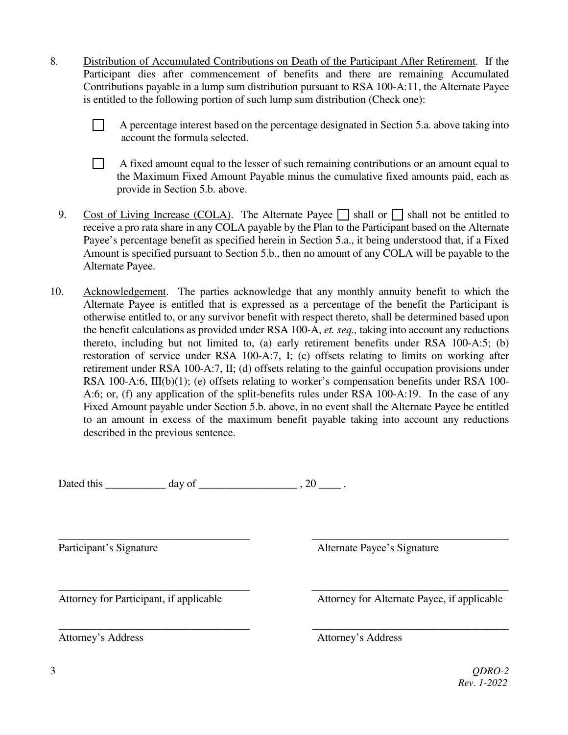8. <u>Distribution of Accumulated Contributions on Death of the Participant After Retirement</u>. If the Participant dies after commencement of benefits and there are remaining Accumulated Contributions payable in a lump sum distribution pursuant to RSA 100-A:11, the Alternate Payee is entitled to the following portion of such lump sum distribution (Check one):

   ☐ A percentage interest based on the percentage designated in Section 5.a. above taking into account the formula selected.

   ☐ A fixed amount equal to the lesser of such remaining contributions or an amount equal to the Maximum Fixed Amount Payable minus the cumulative fixed amounts paid, each as provide in Section 5.b. above.

9. <u>Cost of Living Increase (COLA)</u>. The Alternate Payee ☐ shall or ☐ shall not be entitled to receive a pro rata share in any COLA payable by the Plan to the Participant based on the Alternate Payee's percentage benefit as specified herein in Section 5.a., it being understood that, if a Fixed Amount is specified pursuant to Section 5.b., then no amount of any COLA will be payable to the Alternate Payee.

10. <u>Acknowledgement</u>. The parties acknowledge that any monthly annuity benefit to which the Alternate Payee is entitled that is expressed as a percentage of the benefit the Participant is otherwise entitled to, or any survivor benefit with respect thereto, shall be determined based upon the benefit calculations as provided under RSA 100-A, *et. seq.,* taking into account any reductions thereto, including but not limited to, (a) early retirement benefits under RSA 100-A:5; (b) restoration of service under RSA 100-A:7, I; (c) offsets relating to limits on working after retirement under RSA 100-A:7, II; (d) offsets relating to the gainful occupation provisions under RSA 100-A:6, III(b)(1); (e) offsets relating to worker's compensation benefits under RSA 100-A:6; or, (f) any application of the split-benefits rules under RSA 100-A:19. In the case of any Fixed Amount payable under Section 5.b. above, in no event shall the Alternate Payee be entitled to an amount in excess of the maximum benefit payable taking into account any reductions described in the previous sentence.

Dated this ___________ day of __________________ , 20 ____ .

___________________________________ 
Participant's Signature

___________________________________ 
Alternate Payee's Signature

___________________________________ 
Attorney for Participant, if applicable

___________________________________ 
Attorney for Alternate Payee, if applicable

___________________________________ 
Attorney's Address

___________________________________ 
Attorney's Address

*QDRO-2*
*Rev. 1-2022*